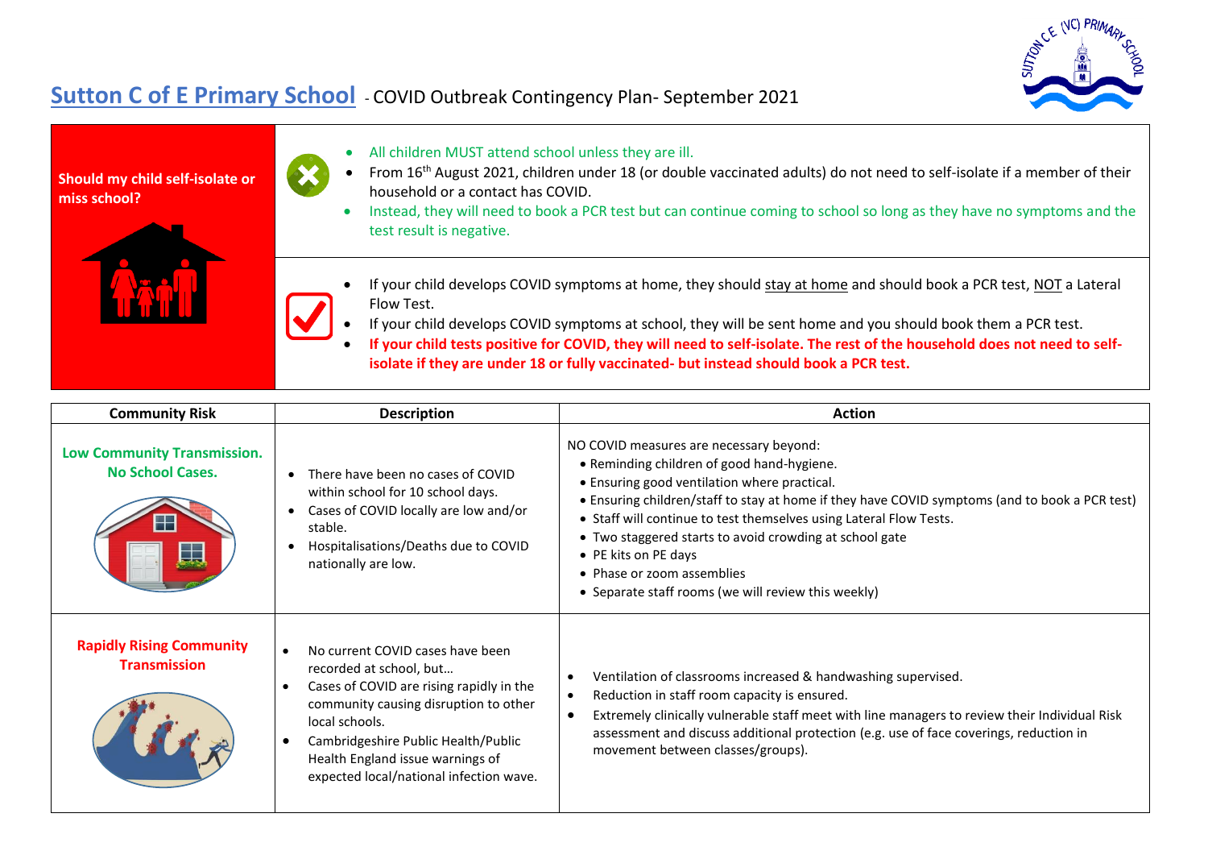# Sutton C of E Primary School - COVID Outbreak Contingency Plan- September 2021

## Should my child self-isolate or miss school?

- All children MUST attend school unless they are ill.
- From 16th August 2021, children under 18 (or double vaccinated adults) do not need to self-isolate if a member of their household or a contact has COVID.
- Instead, they will need to book a PCR test but can continue coming to school so long as they have no symptoms and the test result is negative.

- If your child develops COVID symptoms at home, they should stay at home and should book a PCR test, NOT a Lateral Flow Test.
- If your child develops COVID symptoms at school, they will be sent home and you should book them a PCR test.
- **If your child tests positive for COVID, they will need to self-isolate. The rest of the household does not need to self-isolate if they are under 18 or fully vaccinated- but instead should book a PCR test.**

| Community Risk | Description | Action |
|---|---|---|
| **Low Community Transmission. No School Cases.** | • There have been no cases of COVID within school for 10 school days.<br>• Cases of COVID locally are low and/or stable.<br>• Hospitalisations/Deaths due to COVID nationally are low. | NO COVID measures are necessary beyond:<br>• Reminding children of good hand-hygiene.<br>• Ensuring good ventilation where practical.<br>• Ensuring children/staff to stay at home if they have COVID symptoms (and to book a PCR test)<br>• Staff will continue to test themselves using Lateral Flow Tests.<br>• Two staggered starts to avoid crowding at school gate<br>• PE kits on PE days<br>• Phase or zoom assemblies<br>• Separate staff rooms (we will review this weekly) |
| **Rapidly Rising Community Transmission** | • No current COVID cases have been recorded at school, but…<br>• Cases of COVID are rising rapidly in the community causing disruption to other local schools.<br>• Cambridgeshire Public Health/Public Health England issue warnings of expected local/national infection wave. | • Ventilation of classrooms increased & handwashing supervised.<br>• Reduction in staff room capacity is ensured.<br>• Extremely clinically vulnerable staff meet with line managers to review their Individual Risk assessment and discuss additional protection (e.g. use of face coverings, reduction in movement between classes/groups). |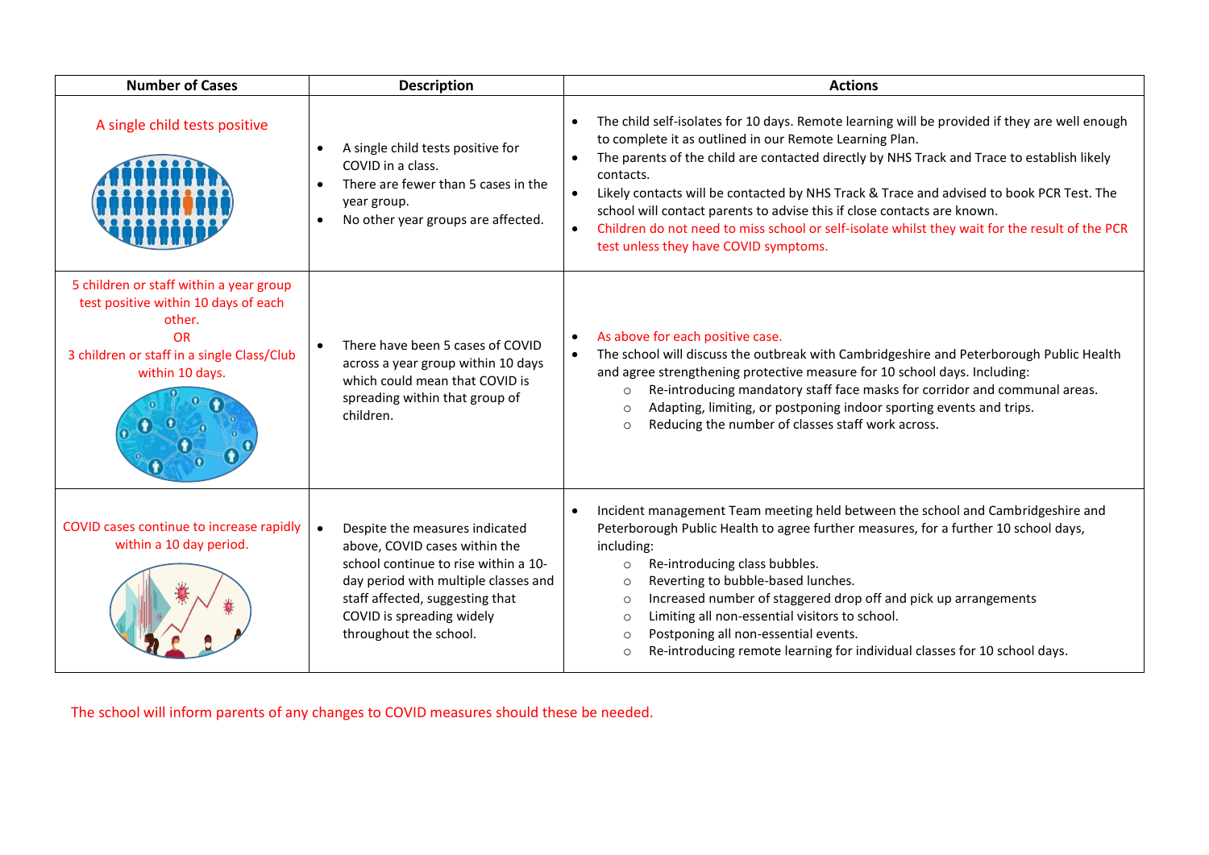| Number of Cases | Description | Actions |
|---|---|---|
| A single child tests positive | • A single child tests positive for COVID in a class.<br>• There are fewer than 5 cases in the year group.<br>• No other year groups are affected. | • The child self-isolates for 10 days. Remote learning will be provided if they are well enough to complete it as outlined in our Remote Learning Plan.<br>• The parents of the child are contacted directly by NHS Track and Trace to establish likely contacts.<br>• Likely contacts will be contacted by NHS Track & Trace and advised to book PCR Test. The school will contact parents to advise this if close contacts are known.<br>• Children do not need to miss school or self-isolate whilst they wait for the result of the PCR test unless they have COVID symptoms. |
| 5 children or staff within a year group test positive within 10 days of each other.<br>OR<br>3 children or staff in a single Class/Club within 10 days. | • There have been 5 cases of COVID across a year group within 10 days which could mean that COVID is spreading within that group of children. | • As above for each positive case.<br>• The school will discuss the outbreak with Cambridgeshire and Peterborough Public Health and agree strengthening protective measure for 10 school days. Including:<br>  ○ Re-introducing mandatory staff face masks for corridor and communal areas.<br>  ○ Adapting, limiting, or postponing indoor sporting events and trips.<br>  ○ Reducing the number of classes staff work across. |
| COVID cases continue to increase rapidly within a 10 day period. | • Despite the measures indicated above, COVID cases within the school continue to rise within a 10-day period with multiple classes and staff affected, suggesting that COVID is spreading widely throughout the school. | • Incident management Team meeting held between the school and Cambridgeshire and Peterborough Public Health to agree further measures, for a further 10 school days, including:<br>  ○ Re-introducing class bubbles.<br>  ○ Reverting to bubble-based lunches.<br>  ○ Increased number of staggered drop off and pick up arrangements<br>  ○ Limiting all non-essential visitors to school.<br>  ○ Postponing all non-essential events.<br>  ○ Re-introducing remote learning for individual classes for 10 school days. |

The school will inform parents of any changes to COVID measures should these be needed.